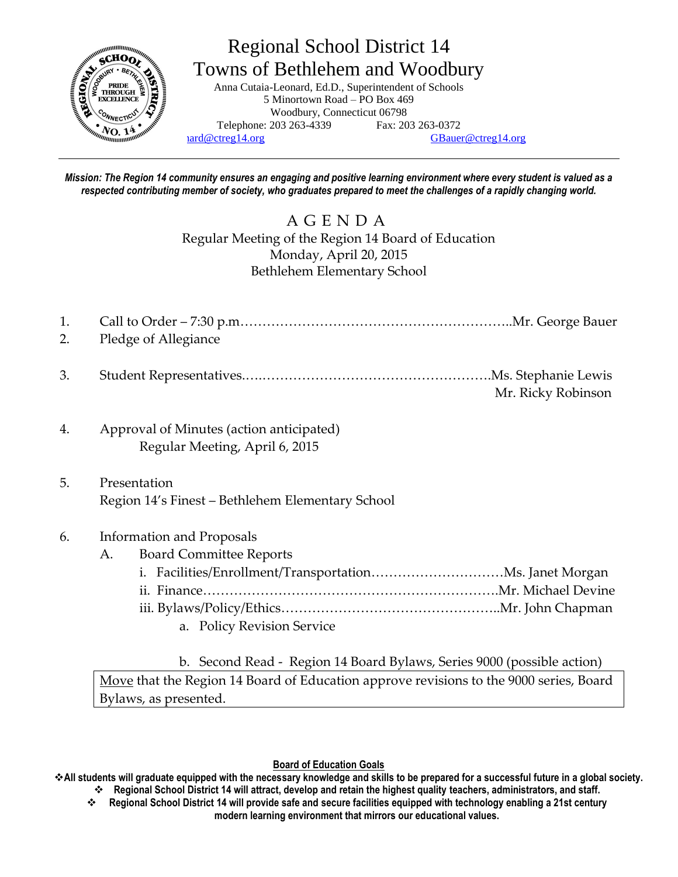# Regional School District 14
## Towns of Bethlehem and Woodbury

Anna Cutaia-Leonard, Ed.D., Superintendent of Schools
5 Minortown Road – PO Box 469
Woodbury, Connecticut 06798
Telephone: 203 263-4339 Fax: 203 263-0372
ıard@ctreg14.org GBauer@ctreg14.org

---

***Mission: The Region 14 community ensures an engaging and positive learning environment where every student is valued as a respected contributing member of society, who graduates prepared to meet the challenges of a rapidly changing world.***

## A G E N D A

Regular Meeting of the Region 14 Board of Education
Monday, April 20, 2015
Bethlehem Elementary School

1. Call to Order – 7:30 p.m……………………………………………………..Mr. George Bauer
2. Pledge of Allegiance
3. Student Representatives.….………………………………………………Ms. Stephanie Lewis
   Mr. Ricky Robinson
4. Approval of Minutes (action anticipated)
   Regular Meeting, April 6, 2015
5. Presentation
   Region 14's Finest – Bethlehem Elementary School
6. Information and Proposals
   A. Board Committee Reports
      i. Facilities/Enrollment/Transportation…………………………Ms. Janet Morgan
      ii. Finance………………………………………………………….Mr. Michael Devine
      iii. Bylaws/Policy/Ethics…………………………………………..Mr. John Chapman
         a. Policy Revision Service
         b. Second Read - Region 14 Board Bylaws, Series 9000 (possible action)

| <u>Move</u> that the Region 14 Board of Education approve revisions to the 9000 series, Board Bylaws, as presented. |
|---|

**<u>Board of Education Goals</u>**

- **All students will graduate equipped with the necessary knowledge and skills to be prepared for a successful future in a global society.**
- **Regional School District 14 will attract, develop and retain the highest quality teachers, administrators, and staff.**
- **Regional School District 14 will provide safe and secure facilities equipped with technology enabling a 21st century modern learning environment that mirrors our educational values.**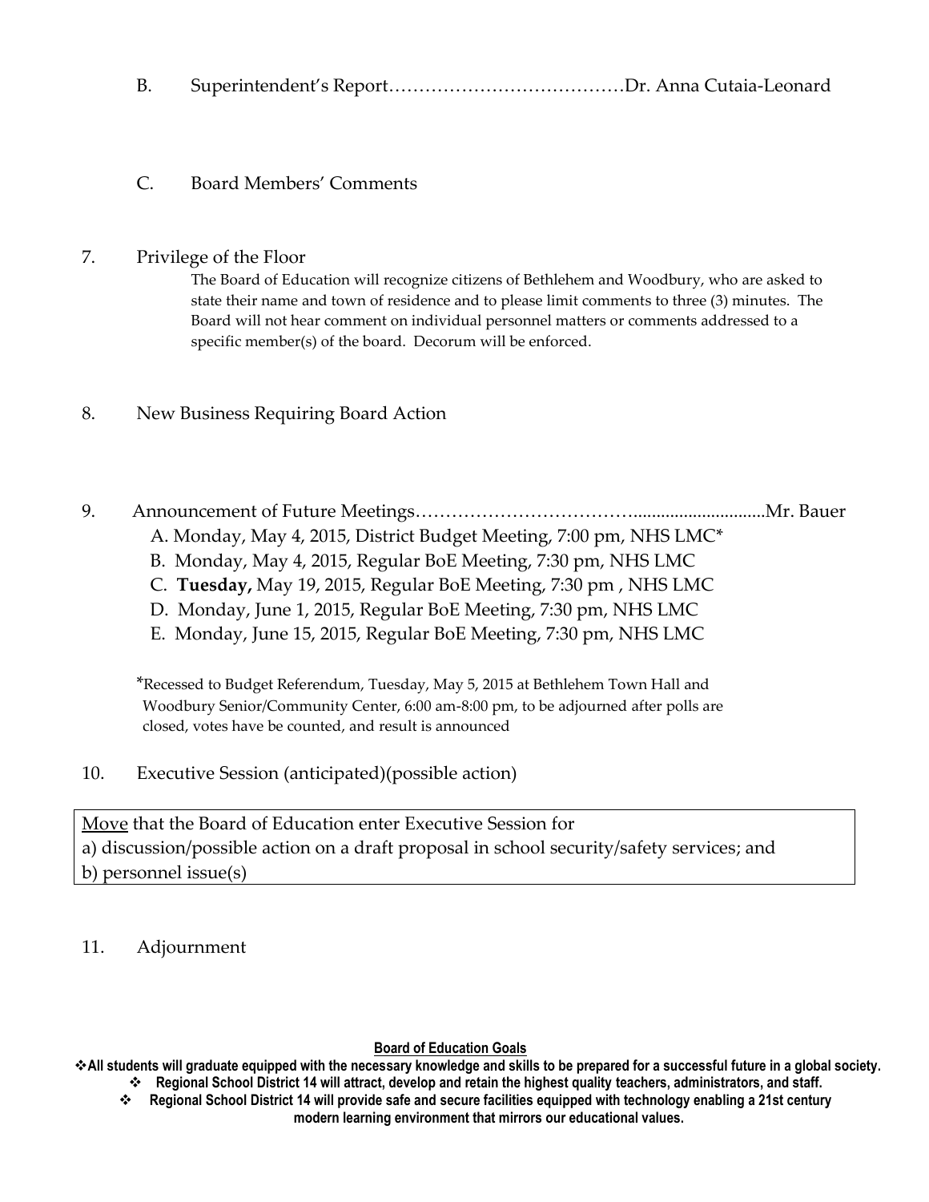B. Superintendent's Report…………………………………Dr. Anna Cutaia-Leonard

C. Board Members' Comments

7. Privilege of the Floor

The Board of Education will recognize citizens of Bethlehem and Woodbury, who are asked to state their name and town of residence and to please limit comments to three (3) minutes. The Board will not hear comment on individual personnel matters or comments addressed to a specific member(s) of the board. Decorum will be enforced.

8. New Business Requiring Board Action

9. Announcement of Future Meetings……………………………...........................Mr. Bauer

A. Monday, May 4, 2015, District Budget Meeting, 7:00 pm, NHS LMC*

B. Monday, May 4, 2015, Regular BoE Meeting, 7:30 pm, NHS LMC

C. **Tuesday,** May 19, 2015, Regular BoE Meeting, 7:30 pm , NHS LMC

D. Monday, June 1, 2015, Regular BoE Meeting, 7:30 pm, NHS LMC

E. Monday, June 15, 2015, Regular BoE Meeting, 7:30 pm, NHS LMC

*Recessed to Budget Referendum, Tuesday, May 5, 2015 at Bethlehem Town Hall and Woodbury Senior/Community Center, 6:00 am-8:00 pm, to be adjourned after polls are closed, votes have be counted, and result is announced

10. Executive Session (anticipated)(possible action)

<u>Move</u> that the Board of Education enter Executive Session for
a) discussion/possible action on a draft proposal in school security/safety services; and
b) personnel issue(s)

11. Adjournment

**<u>Board of Education Goals</u>**

- **All students will graduate equipped with the necessary knowledge and skills to be prepared for a successful future in a global society.**
- **Regional School District 14 will attract, develop and retain the highest quality teachers, administrators, and staff.**
- **Regional School District 14 will provide safe and secure facilities equipped with technology enabling a 21st century modern learning environment that mirrors our educational values.**